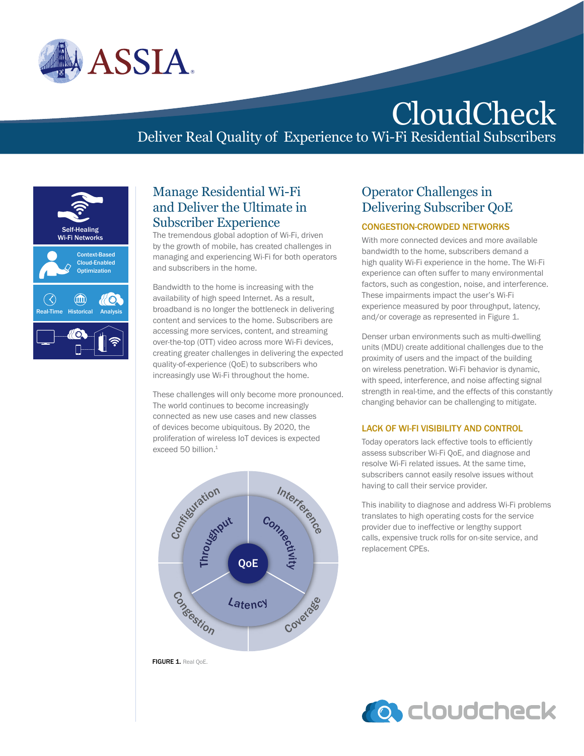# CloudCheck

## Deliver Real Quality of Experience to Wi-Fi Residential Subscribers

Self-Healing Wi-Fi Networks

Context-Based Cloud-Enabled Optimization

Real-Time Historical Analysis

## Manage Residential Wi-Fi and Deliver the Ultimate in Subscriber Experience

The tremendous global adoption of Wi-Fi, driven by the growth of mobile, has created challenges in managing and experiencing Wi-Fi for both operators and subscribers in the home.

Bandwidth to the home is increasing with the availability of high speed Internet. As a result, broadband is no longer the bottleneck in delivering content and services to the home. Subscribers are accessing more services, content, and streaming over-the-top (OTT) video across more Wi-Fi devices, creating greater challenges in delivering the expected quality-of-experience (QoE) to subscribers who increasingly use Wi-Fi throughout the home.

These challenges will only become more pronounced. The world continues to become increasingly connected as new use cases and new classes of devices become ubiquitous. By 2020, the proliferation of wireless IoT devices is expected exceed 50 billion.[1]

**FIGURE 1.** Real QoE.

## Operator Challenges in Delivering Subscriber QoE

### CONGESTION-CROWDED NETWORKS

With more connected devices and more available bandwidth to the home, subscribers demand a high quality Wi-Fi experience in the home. The Wi-Fi experience can often suffer to many environmental factors, such as congestion, noise, and interference. These impairments impact the user's Wi-Fi experience measured by poor throughput, latency, and/or coverage as represented in Figure 1.

Denser urban environments such as multi-dwelling units (MDU) create additional challenges due to the proximity of users and the impact of the building on wireless penetration. Wi-Fi behavior is dynamic, with speed, interference, and noise affecting signal strength in real-time, and the effects of this constantly changing behavior can be challenging to mitigate.

### LACK OF WI-FI VISIBILITY AND CONTROL

Today operators lack effective tools to efficiently assess subscriber Wi-Fi QoE, and diagnose and resolve Wi-Fi related issues. At the same time, subscribers cannot easily resolve issues without having to call their service provider.

This inability to diagnose and address Wi-Fi problems translates to high operating costs for the service provider due to ineffective or lengthy support calls, expensive truck rolls for on-site service, and replacement CPEs.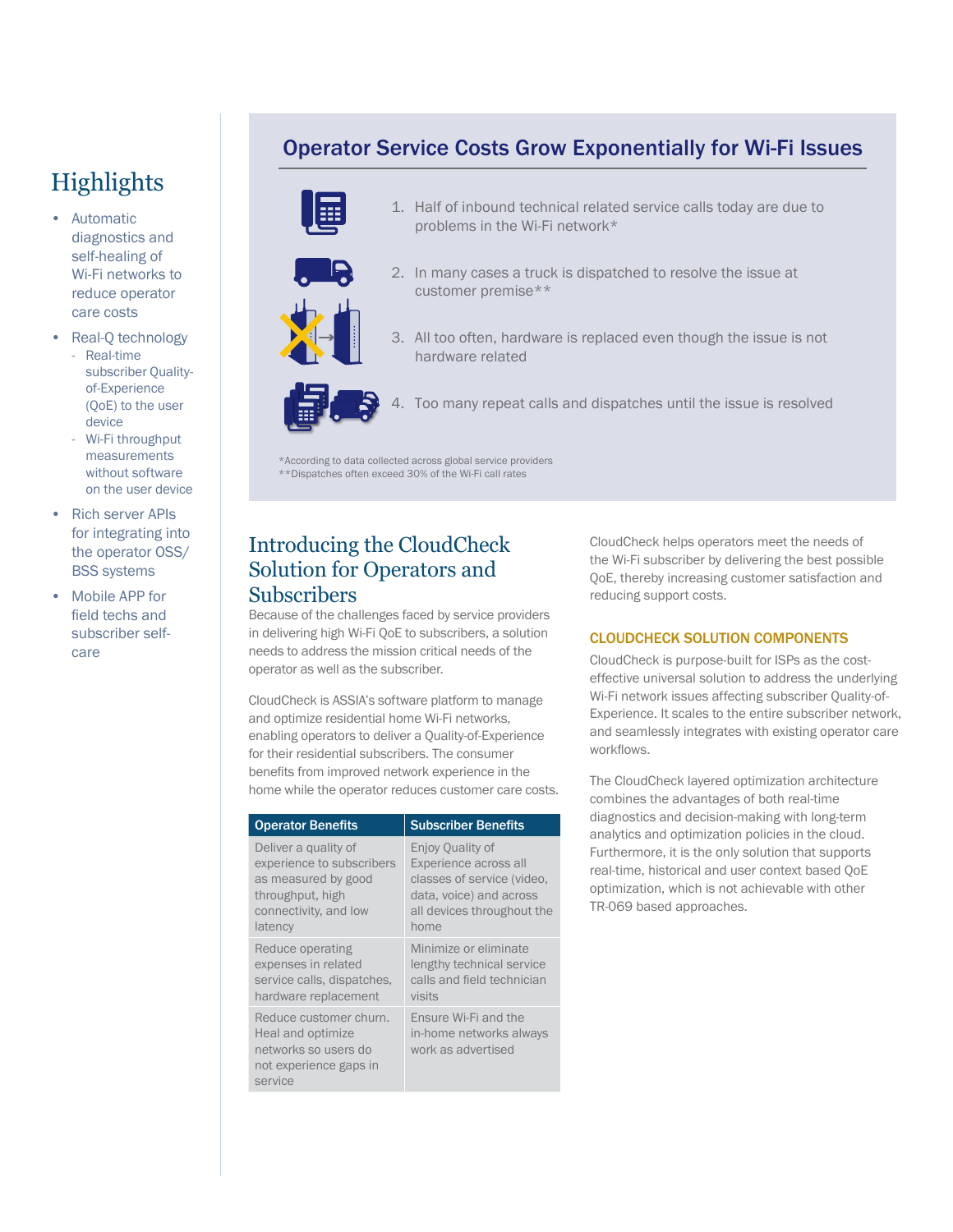## Highlights

- Automatic diagnostics and self-healing of Wi-Fi networks to reduce operator care costs
- Real-Q technology
  - Real-time subscriber Quality-of-Experience (QoE) to the user device
  - Wi-Fi throughput measurements without software on the user device
- Rich server APIs for integrating into the operator OSS/ BSS systems
- Mobile APP for field techs and subscriber self-care

## Operator Service Costs Grow Exponentially for Wi-Fi Issues

1. Half of inbound technical related service calls today are due to problems in the Wi-Fi network*
2. In many cases a truck is dispatched to resolve the issue at customer premise**
3. All too often, hardware is replaced even though the issue is not hardware related
4. Too many repeat calls and dispatches until the issue is resolved

*According to data collected across global service providers
**Dispatches often exceed 30% of the Wi-Fi call rates

## Introducing the CloudCheck Solution for Operators and Subscribers

Because of the challenges faced by service providers in delivering high Wi-Fi QoE to subscribers, a solution needs to address the mission critical needs of the operator as well as the subscriber.

CloudCheck is ASSIA's software platform to manage and optimize residential home Wi-Fi networks, enabling operators to deliver a Quality-of-Experience for their residential subscribers. The consumer benefits from improved network experience in the home while the operator reduces customer care costs.

| Operator Benefits | Subscriber Benefits |
| --- | --- |
| Deliver a quality of experience to subscribers as measured by good throughput, high connectivity, and low latency | Enjoy Quality of Experience across all classes of service (video, data, voice) and across all devices throughout the home |
| Reduce operating expenses in related service calls, dispatches, hardware replacement | Minimize or eliminate lengthy technical service calls and field technician visits |
| Reduce customer churn. Heal and optimize networks so users do not experience gaps in service | Ensure Wi-Fi and the in-home networks always work as advertised |

CloudCheck helps operators meet the needs of the Wi-Fi subscriber by delivering the best possible QoE, thereby increasing customer satisfaction and reducing support costs.

### CLOUDCHECK SOLUTION COMPONENTS

CloudCheck is purpose-built for ISPs as the cost-effective universal solution to address the underlying Wi-Fi network issues affecting subscriber Quality-of-Experience. It scales to the entire subscriber network, and seamlessly integrates with existing operator care workflows.

The CloudCheck layered optimization architecture combines the advantages of both real-time diagnostics and decision-making with long-term analytics and optimization policies in the cloud. Furthermore, it is the only solution that supports real-time, historical and user context based QoE optimization, which is not achievable with other TR-069 based approaches.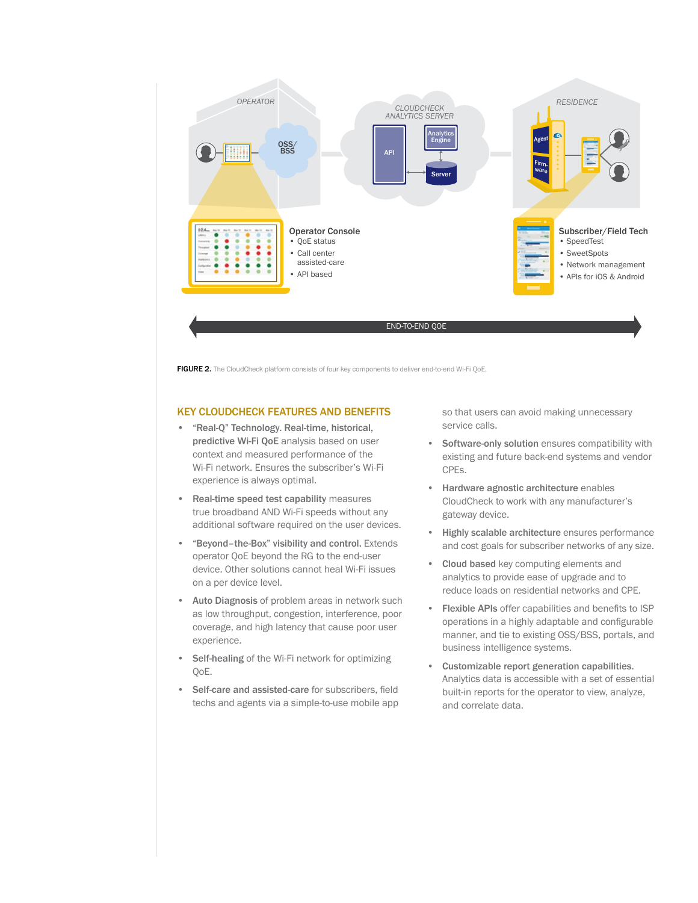OPERATOR

CLOUDCHECK ANALYTICS SERVER

RESIDENCE

OSS/ BSS

API

Analytics Engine

Server

Agent

Firm-ware

**Operator Console**

- QoE status
- Call center assisted-care
- API based

**Subscriber/Field Tech**

- SpeedTest
- SweetSpots
- Network management
- APIs for iOS & Android

END-TO-END QOE

**FIGURE 2.** The CloudCheck platform consists of four key components to deliver end-to-end Wi-Fi QoE.

## KEY CLOUDCHECK FEATURES AND BENEFITS

- **"Real-Q" Technology. Real-time, historical, predictive Wi-Fi QoE** analysis based on user context and measured performance of the Wi-Fi network. Ensures the subscriber's Wi-Fi experience is always optimal.
- **Real-time speed test capability** measures true broadband AND Wi-Fi speeds without any additional software required on the user devices.
- **"Beyond–the-Box" visibility and control.** Extends operator QoE beyond the RG to the end-user device. Other solutions cannot heal Wi-Fi issues on a per device level.
- **Auto Diagnosis** of problem areas in network such as low throughput, congestion, interference, poor coverage, and high latency that cause poor user experience.
- **Self-healing** of the Wi-Fi network for optimizing QoE.
- **Self-care and assisted-care** for subscribers, field techs and agents via a simple-to-use mobile app so that users can avoid making unnecessary service calls.
- **Software-only solution** ensures compatibility with existing and future back-end systems and vendor CPEs.
- **Hardware agnostic architecture** enables CloudCheck to work with any manufacturer's gateway device.
- **Highly scalable architecture** ensures performance and cost goals for subscriber networks of any size.
- **Cloud based** key computing elements and analytics to provide ease of upgrade and to reduce loads on residential networks and CPE.
- **Flexible APIs** offer capabilities and benefits to ISP operations in a highly adaptable and configurable manner, and tie to existing OSS/BSS, portals, and business intelligence systems.
- **Customizable report generation capabilities.** Analytics data is accessible with a set of essential built-in reports for the operator to view, analyze, and correlate data.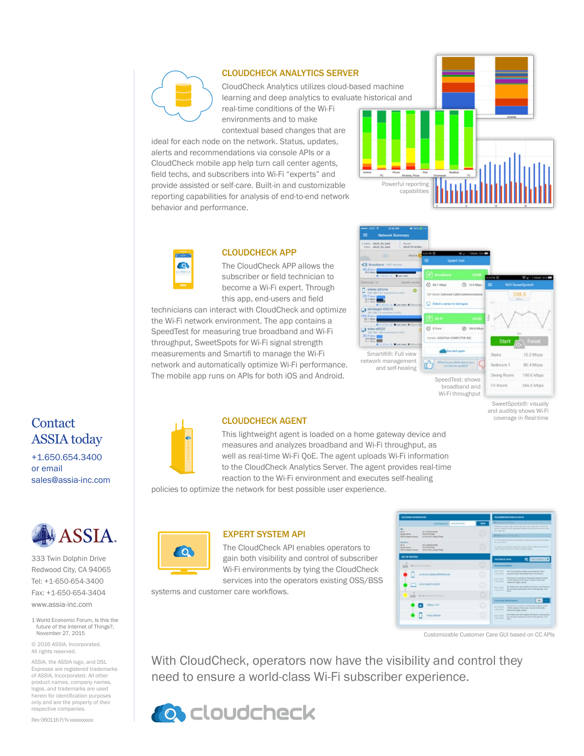## CLOUDCHECK ANALYTICS SERVER

CloudCheck Analytics utilizes cloud-based machine learning and deep analytics to evaluate historical and real-time conditions of the Wi-Fi environments and to make contextual based changes that are ideal for each node on the network. Status, updates, alerts and recommendations via console APIs or a CloudCheck mobile app help turn call center agents, field techs, and subscribers into Wi-Fi "experts" and provide assisted or self-care. Built-in and customizable reporting capabilities for analysis of end-to-end network behavior and performance.

Powerful reporting capabilities

## CLOUDCHECK APP

The CloudCheck APP allows the subscriber or field technician to become a Wi-Fi expert. Through this app, end-users and field technicians can interact with CloudCheck and optimize the Wi-Fi network environment. The app contains a SpeedTest for measuring true broadband and Wi-Fi throughput, SweetSpots for Wi-Fi signal strength measurements and Smartifi to manage the Wi-Fi network and automatically optimize Wi-Fi performance. The mobile app runs on APIs for both iOS and Android.

Smartifi®: Full view network management and self-healing

SpeedTest: shows broadband and Wi-Fi throughput

SweetSpots®: visually and audibly shows Wi-Fi coverage in Real-time

## CLOUDCHECK AGENT

This lightweight agent is loaded on a home gateway device and measures and analyzes broadband and Wi-Fi throughput, as well as real-time Wi-Fi QoE. The agent uploads Wi-Fi information to the CloudCheck Analytics Server. The agent provides real-time reaction to the Wi-Fi environment and executes self-healing policies to optimize the network for best possible user experience.

## EXPERT SYSTEM API

The CloudCheck API enables operators to gain both visibility and control of subscriber Wi-Fi environments by tying the CloudCheck services into the operators existing OSS/BSS systems and customer care workflows.

Customizable Customer Care GUI based on CC APIs

With CloudCheck, operators now have the visibility and control they need to ensure a world-class Wi-Fi subscriber experience.

cloudcheck

## Contact ASSIA today

+1.650.654.3400
or email
sales@assia-inc.com

ASSIA.

333 Twin Dolphin Drive
Redwood City, CA 94065
Tel: +1-650-654-3400
Fax: +1-650-654-3404
www.assia-inc.com

1 World Economic Forum, Is this the future of the Internet of Things?, November 27, 2015

© 2016 ASSIA, Incorporated.
All rights reserved.

ASSIA, the ASSIA logo, and DSL Expresse are registered trademarks of ASSIA, Incorporated. All other product names, company names, logos, and trademarks are used herein for identification purposes only and are the property of their respective companies.

Rev 060116 P/N xxxxxxxxxx